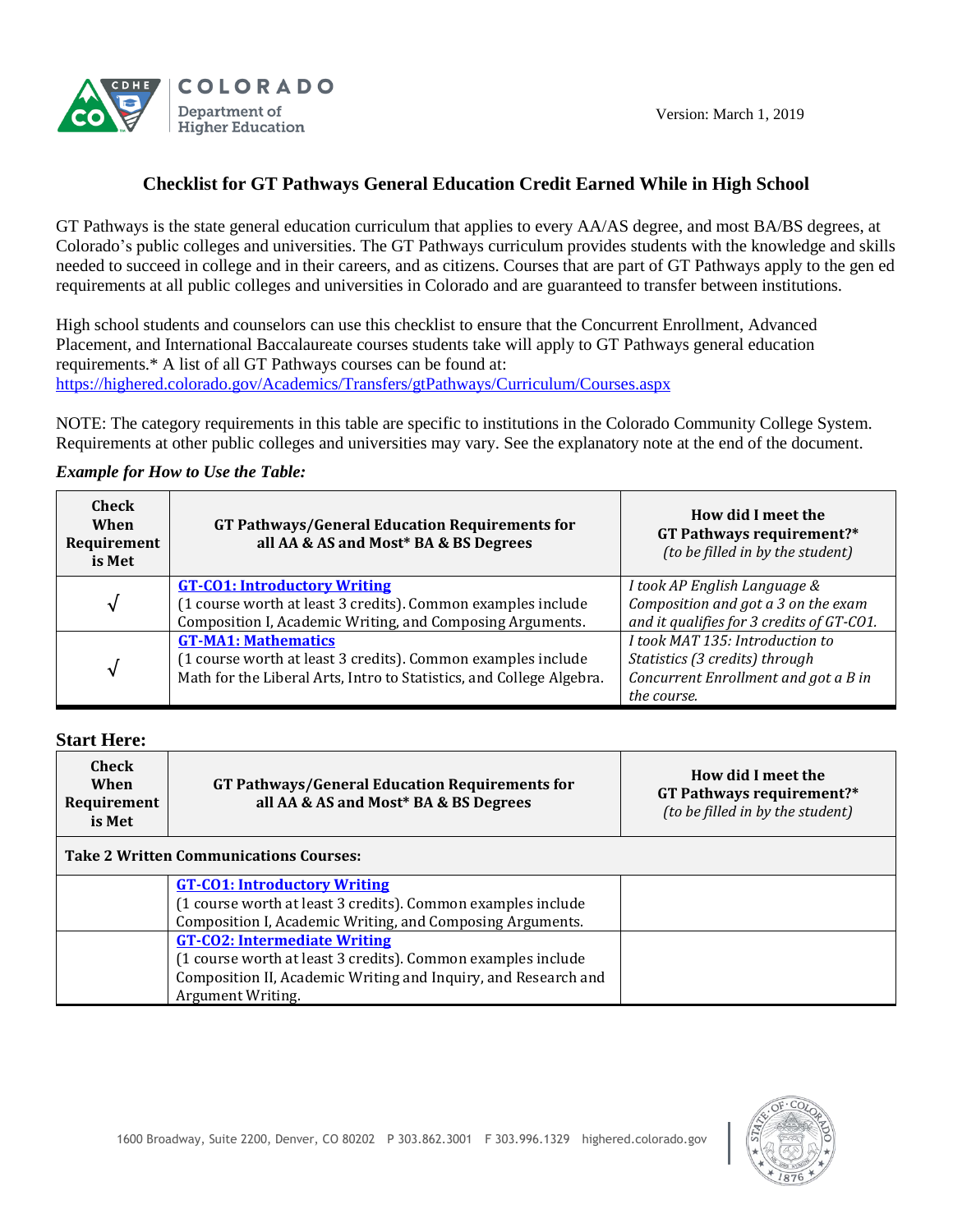Version: March 1, 2019

# Checklist for GT Pathways General Education Credit Earned While in High School

GT Pathways is the state general education curriculum that applies to every AA/AS degree, and most BA/BS degrees, at Colorado's public colleges and universities. The GT Pathways curriculum provides students with the knowledge and skills needed to succeed in college and in their careers, and as citizens. Courses that are part of GT Pathways apply to the gen ed requirements at all public colleges and universities in Colorado and are guaranteed to transfer between institutions.

High school students and counselors can use this checklist to ensure that the Concurrent Enrollment, Advanced Placement, and International Baccalaureate courses students take will apply to GT Pathways general education requirements.* A list of all GT Pathways courses can be found at: https://highered.colorado.gov/Academics/Transfers/gtPathways/Curriculum/Courses.aspx

NOTE: The category requirements in this table are specific to institutions in the Colorado Community College System. Requirements at other public colleges and universities may vary. See the explanatory note at the end of the document.

***Example for How to Use the Table:***

| Check When Requirement is Met | GT Pathways/General Education Requirements for all AA & AS and Most* BA & BS Degrees | How did I meet the GT Pathways requirement?* *(to be filled in by the student)* |
|---|---|---|
| √ | **GT-CO1: Introductory Writing** (1 course worth at least 3 credits). Common examples include Composition I, Academic Writing, and Composing Arguments. | *I took AP English Language & Composition and got a 3 on the exam and it qualifies for 3 credits of GT-CO1.* |
| √ | **GT-MA1: Mathematics** (1 course worth at least 3 credits). Common examples include Math for the Liberal Arts, Intro to Statistics, and College Algebra. | *I took MAT 135: Introduction to Statistics (3 credits) through Concurrent Enrollment and got a B in the course.* |

### Start Here:

| Check When Requirement is Met | GT Pathways/General Education Requirements for all AA & AS and Most* BA & BS Degrees | How did I meet the GT Pathways requirement?* *(to be filled in by the student)* |
|---|---|---|
| **Take 2 Written Communications Courses:** | | |
| | **GT-CO1: Introductory Writing** (1 course worth at least 3 credits). Common examples include Composition I, Academic Writing, and Composing Arguments. | |
| | **GT-CO2: Intermediate Writing** (1 course worth at least 3 credits). Common examples include Composition II, Academic Writing and Inquiry, and Research and Argument Writing. | |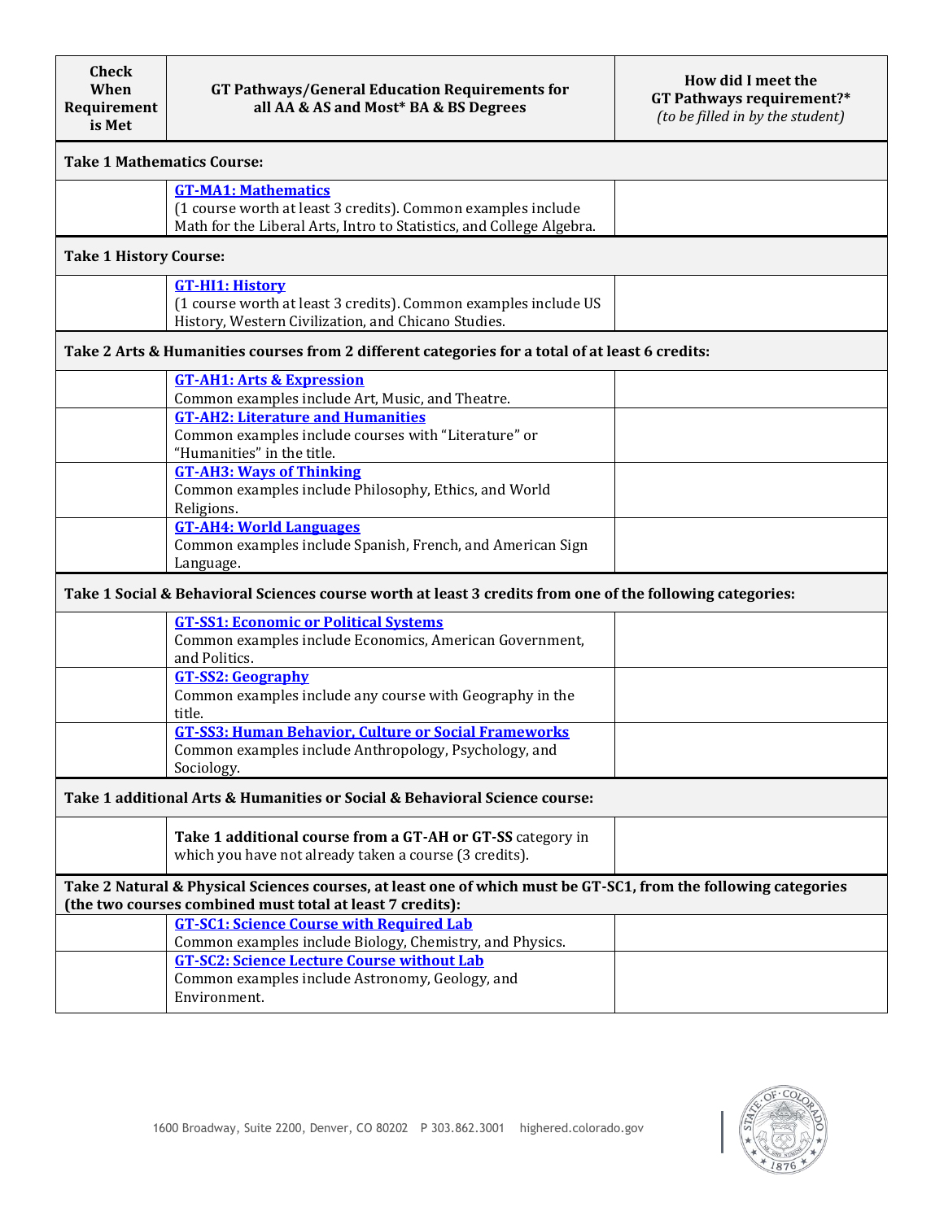| Check When Requirement is Met | GT Pathways/General Education Requirements for all AA & AS and Most* BA & BS Degrees | How did I meet the GT Pathways requirement?* *(to be filled in by the student)* |
|---|---|---|
| **Take 1 Mathematics Course:** | | |
| | **GT-MA1: Mathematics** (1 course worth at least 3 credits). Common examples include Math for the Liberal Arts, Intro to Statistics, and College Algebra. | |
| **Take 1 History Course:** | | |
| | **GT-HI1: History** (1 course worth at least 3 credits). Common examples include US History, Western Civilization, and Chicano Studies. | |
| **Take 2 Arts & Humanities courses from 2 different categories for a total of at least 6 credits:** | | |
| | **GT-AH1: Arts & Expression** Common examples include Art, Music, and Theatre. | |
| | **GT-AH2: Literature and Humanities** Common examples include courses with "Literature" or "Humanities" in the title. | |
| | **GT-AH3: Ways of Thinking** Common examples include Philosophy, Ethics, and World Religions. | |
| | **GT-AH4: World Languages** Common examples include Spanish, French, and American Sign Language. | |
| **Take 1 Social & Behavioral Sciences course worth at least 3 credits from one of the following categories:** | | |
| | **GT-SS1: Economic or Political Systems** Common examples include Economics, American Government, and Politics. | |
| | **GT-SS2: Geography** Common examples include any course with Geography in the title. | |
| | **GT-SS3: Human Behavior, Culture or Social Frameworks** Common examples include Anthropology, Psychology, and Sociology. | |
| **Take 1 additional Arts & Humanities or Social & Behavioral Science course:** | | |
| | **Take 1 additional course from a GT-AH or GT-SS** category in which you have not already taken a course (3 credits). | |
| **Take 2 Natural & Physical Sciences courses, at least one of which must be GT-SC1, from the following categories (the two courses combined must total at least 7 credits):** | | |
| | **GT-SC1: Science Course with Required Lab** Common examples include Biology, Chemistry, and Physics. | |
| | **GT-SC2: Science Lecture Course without Lab** Common examples include Astronomy, Geology, and Environment. | |

1600 Broadway, Suite 2200, Denver, CO 80202 P 303.862.3001 highered.colorado.gov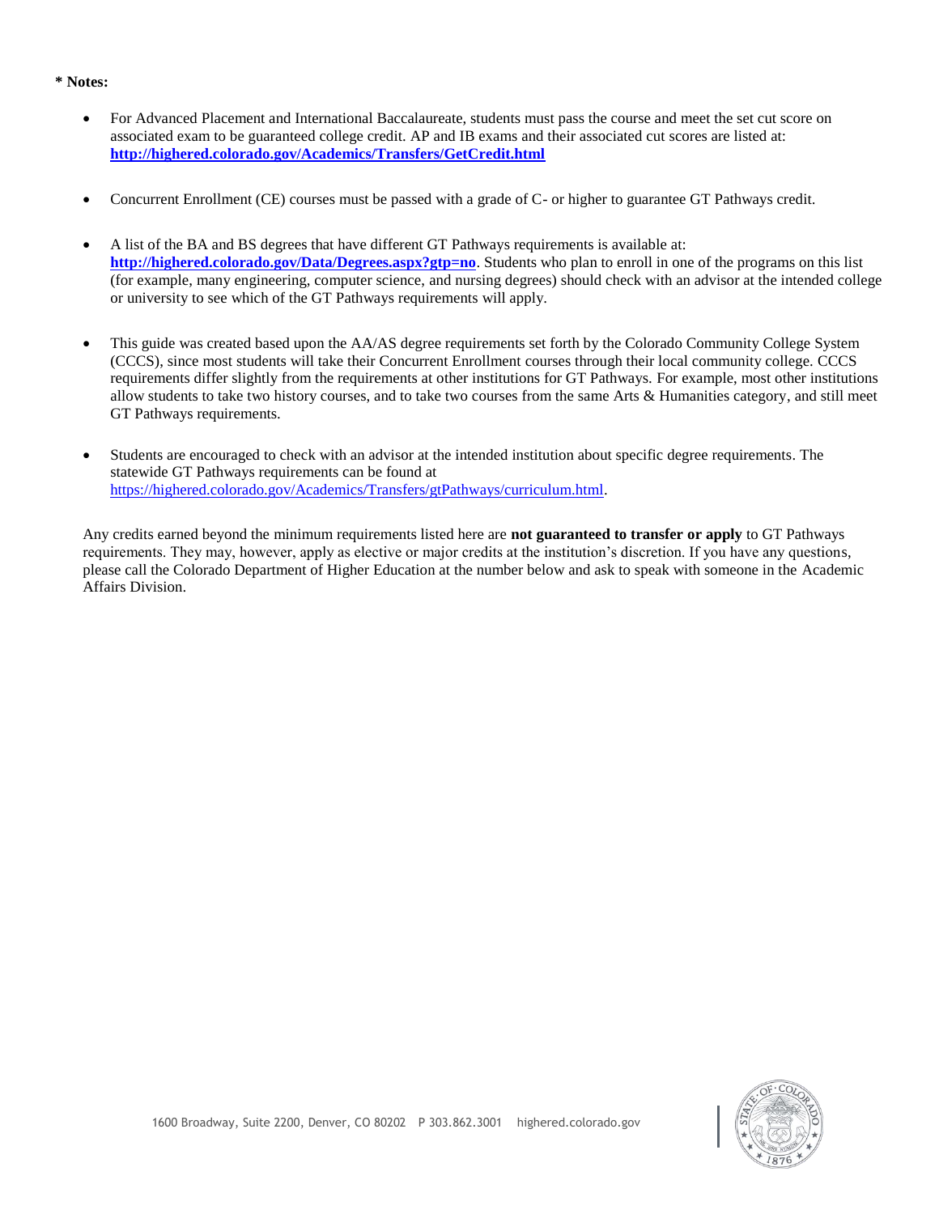**\* Notes:**

- For Advanced Placement and International Baccalaureate, students must pass the course and meet the set cut score on associated exam to be guaranteed college credit. AP and IB exams and their associated cut scores are listed at: **http://highered.colorado.gov/Academics/Transfers/GetCredit.html**

- Concurrent Enrollment (CE) courses must be passed with a grade of C- or higher to guarantee GT Pathways credit.

- A list of the BA and BS degrees that have different GT Pathways requirements is available at: **http://highered.colorado.gov/Data/Degrees.aspx?gtp=no**. Students who plan to enroll in one of the programs on this list (for example, many engineering, computer science, and nursing degrees) should check with an advisor at the intended college or university to see which of the GT Pathways requirements will apply.

- This guide was created based upon the AA/AS degree requirements set forth by the Colorado Community College System (CCCS), since most students will take their Concurrent Enrollment courses through their local community college. CCCS requirements differ slightly from the requirements at other institutions for GT Pathways. For example, most other institutions allow students to take two history courses, and to take two courses from the same Arts & Humanities category, and still meet GT Pathways requirements.

- Students are encouraged to check with an advisor at the intended institution about specific degree requirements. The statewide GT Pathways requirements can be found at https://highered.colorado.gov/Academics/Transfers/gtPathways/curriculum.html.

Any credits earned beyond the minimum requirements listed here are **not guaranteed to transfer or apply** to GT Pathways requirements. They may, however, apply as elective or major credits at the institution's discretion. If you have any questions, please call the Colorado Department of Higher Education at the number below and ask to speak with someone in the Academic Affairs Division.

1600 Broadway, Suite 2200, Denver, CO 80202 P 303.862.3001 highered.colorado.gov